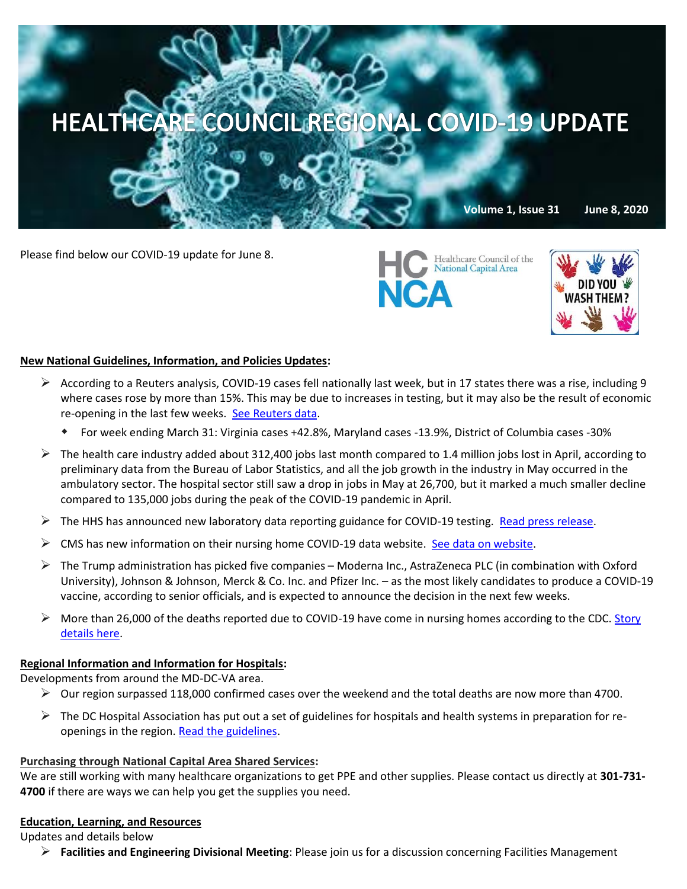# HEALTHCARE COUNCIL REGIONAL COVID-19 UPDATE

Volume 1, Issue 31 June 8, 2020

Please find below our COVID-19 update for June 8.

HC NCA Healthcare Council of the National Capital Area

DID YOU WASH THEM?

**New National Guidelines, Information, and Policies Updates:**

- According to a Reuters analysis, COVID-19 cases fell nationally last week, but in 17 states there was a rise, including 9 where cases rose by more than 15%. This may be due to increases in testing, but it may also be the result of economic re-opening in the last few weeks. See Reuters data.
  - For week ending March 31: Virginia cases +42.8%, Maryland cases -13.9%, District of Columbia cases -30%
- The health care industry added about 312,400 jobs last month compared to 1.4 million jobs lost in April, according to preliminary data from the Bureau of Labor Statistics, and all the job growth in the industry in May occurred in the ambulatory sector. The hospital sector still saw a drop in jobs in May at 26,700, but it marked a much smaller decline compared to 135,000 jobs during the peak of the COVID-19 pandemic in April.
- The HHS has announced new laboratory data reporting guidance for COVID-19 testing. Read press release.
- CMS has new information on their nursing home COVID-19 data website. See data on website.
- The Trump administration has picked five companies – Moderna Inc., AstraZeneca PLC (in combination with Oxford University), Johnson & Johnson, Merck & Co. Inc. and Pfizer Inc. – as the most likely candidates to produce a COVID-19 vaccine, according to senior officials, and is expected to announce the decision in the next few weeks.
- More than 26,000 of the deaths reported due to COVID-19 have come in nursing homes according to the CDC. Story details here.

**Regional Information and Information for Hospitals:**

Developments from around the MD-DC-VA area.

- Our region surpassed 118,000 confirmed cases over the weekend and the total deaths are now more than 4700.
- The DC Hospital Association has put out a set of guidelines for hospitals and health systems in preparation for re-openings in the region. Read the guidelines.

**Purchasing through National Capital Area Shared Services:**

We are still working with many healthcare organizations to get PPE and other supplies. Please contact us directly at **301-731-4700** if there are ways we can help you get the supplies you need.

**Education, Learning, and Resources**

Updates and details below

- **Facilities and Engineering Divisional Meeting**: Please join us for a discussion concerning Facilities Management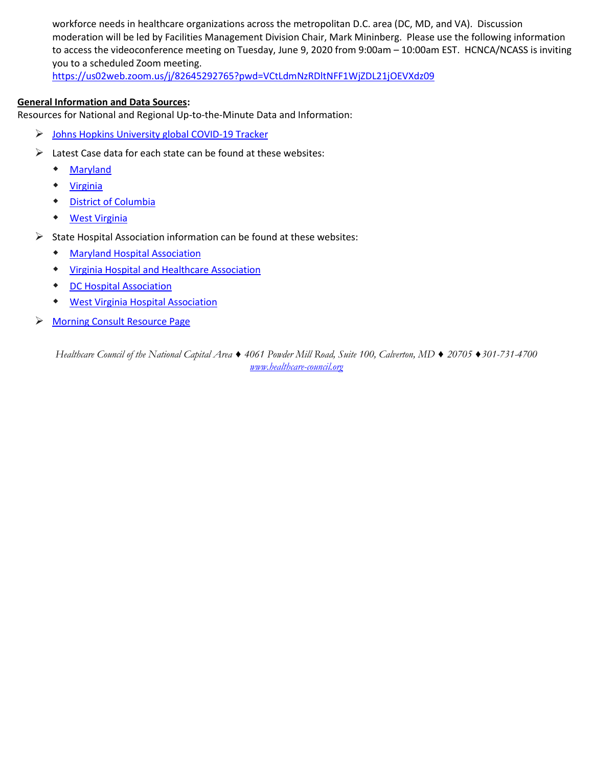workforce needs in healthcare organizations across the metropolitan D.C. area (DC, MD, and VA). Discussion moderation will be led by Facilities Management Division Chair, Mark Mininberg. Please use the following information to access the videoconference meeting on Tuesday, June 9, 2020 from 9:00am – 10:00am EST. HCNCA/NCASS is inviting you to a scheduled Zoom meeting.
https://us02web.zoom.us/j/82645292765?pwd=VCtLdmNzRDltNFF1WjZDL21jOEVXdz09

**General Information and Data Sources:**

Resources for National and Regional Up-to-the-Minute Data and Information:

- Johns Hopkins University global COVID-19 Tracker
- Latest Case data for each state can be found at these websites:
  - Maryland
  - Virginia
  - District of Columbia
  - West Virginia
- State Hospital Association information can be found at these websites:
  - Maryland Hospital Association
  - Virginia Hospital and Healthcare Association
  - DC Hospital Association
  - West Virginia Hospital Association
- Morning Consult Resource Page

*Healthcare Council of the National Capital Area ♦ 4061 Powder Mill Road, Suite 100, Calverton, MD ♦ 20705 ♦301-731-4700*
*www.healthcare-council.org*